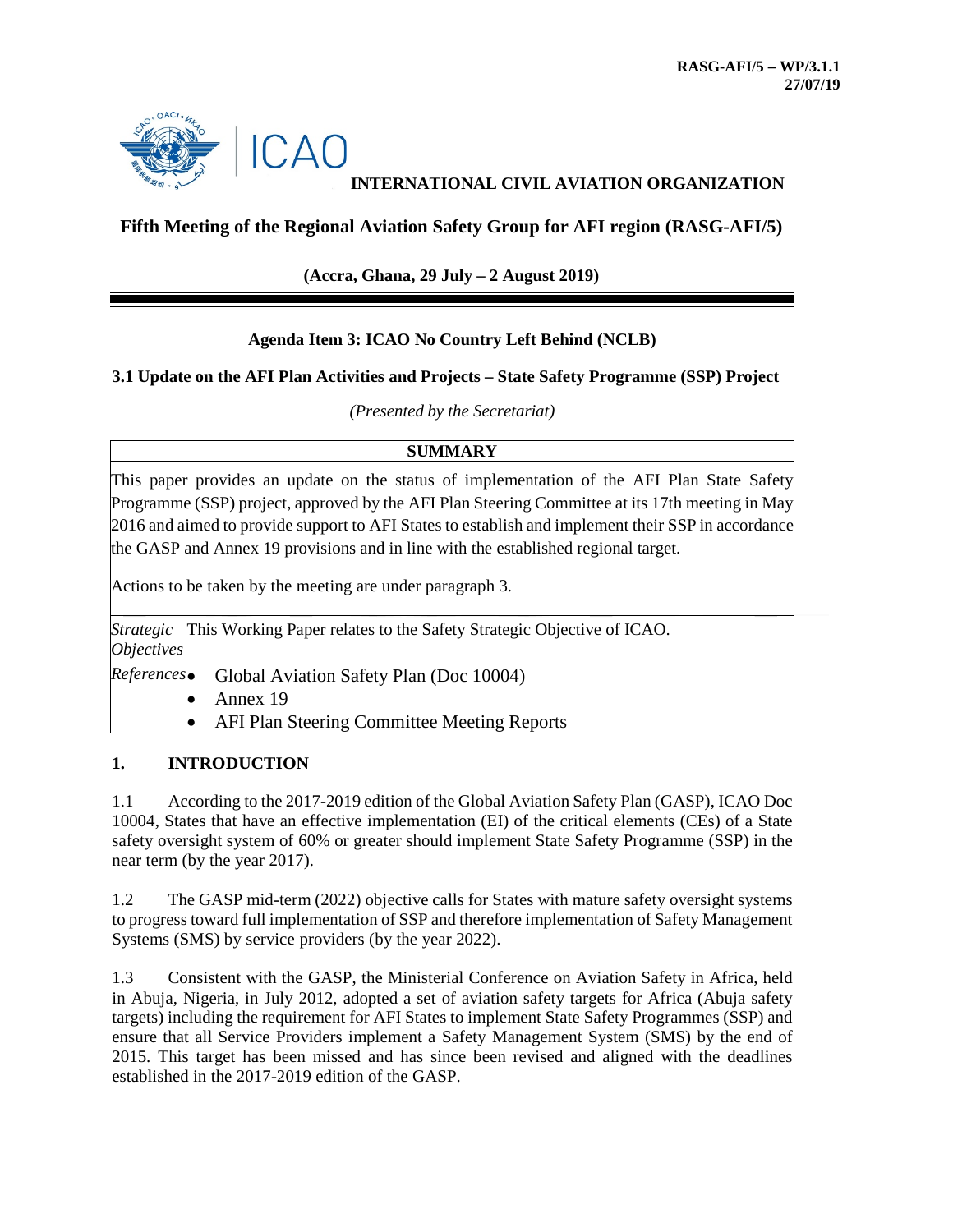**RASG-AFI/5 – WP/3.1.1**
**27/07/19**

**INTERNATIONAL CIVIL AVIATION ORGANIZATION**

## Fifth Meeting of the Regional Aviation Safety Group for AFI region (RASG-AFI/5)

**(Accra, Ghana, 29 July – 2 August 2019)**

### Agenda Item 3: ICAO No Country Left Behind (NCLB)

### 3.1 Update on the AFI Plan Activities and Projects – State Safety Programme (SSP) Project

*(Presented by the Secretariat)*

| **SUMMARY** | |
|---|---|
| This paper provides an update on the status of implementation of the AFI Plan State Safety Programme (SSP) project, approved by the AFI Plan Steering Committee at its 17th meeting in May 2016 and aimed to provide support to AFI States to establish and implement their SSP in accordance the GASP and Annex 19 provisions and in line with the established regional target.<br><br>Actions to be taken by the meeting are under paragraph 3. | |
| *Strategic Objectives* | This Working Paper relates to the Safety Strategic Objective of ICAO. |
| *References* | • Global Aviation Safety Plan (Doc 10004)<br>• Annex 19<br>• AFI Plan Steering Committee Meeting Reports |

## 1. INTRODUCTION

1.1 According to the 2017-2019 edition of the Global Aviation Safety Plan (GASP), ICAO Doc 10004, States that have an effective implementation (EI) of the critical elements (CEs) of a State safety oversight system of 60% or greater should implement State Safety Programme (SSP) in the near term (by the year 2017).

1.2 The GASP mid-term (2022) objective calls for States with mature safety oversight systems to progress toward full implementation of SSP and therefore implementation of Safety Management Systems (SMS) by service providers (by the year 2022).

1.3 Consistent with the GASP, the Ministerial Conference on Aviation Safety in Africa, held in Abuja, Nigeria, in July 2012, adopted a set of aviation safety targets for Africa (Abuja safety targets) including the requirement for AFI States to implement State Safety Programmes (SSP) and ensure that all Service Providers implement a Safety Management System (SMS) by the end of 2015. This target has been missed and has since been revised and aligned with the deadlines established in the 2017-2019 edition of the GASP.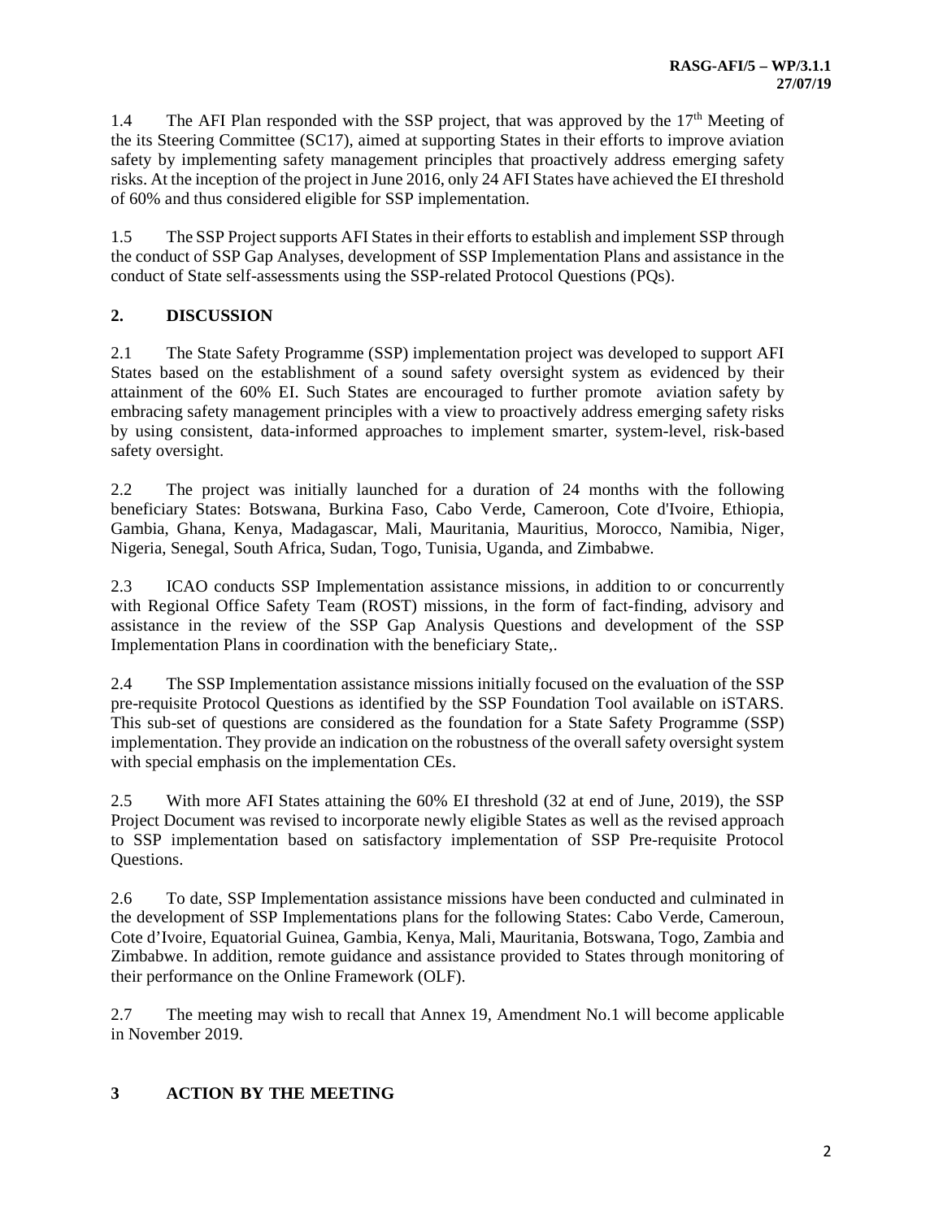1.4 The AFI Plan responded with the SSP project, that was approved by the 17th Meeting of the its Steering Committee (SC17), aimed at supporting States in their efforts to improve aviation safety by implementing safety management principles that proactively address emerging safety risks. At the inception of the project in June 2016, only 24 AFI States have achieved the EI threshold of 60% and thus considered eligible for SSP implementation.

1.5 The SSP Project supports AFI States in their efforts to establish and implement SSP through the conduct of SSP Gap Analyses, development of SSP Implementation Plans and assistance in the conduct of State self-assessments using the SSP-related Protocol Questions (PQs).

## 2. DISCUSSION

2.1 The State Safety Programme (SSP) implementation project was developed to support AFI States based on the establishment of a sound safety oversight system as evidenced by their attainment of the 60% EI. Such States are encouraged to further promote aviation safety by embracing safety management principles with a view to proactively address emerging safety risks by using consistent, data-informed approaches to implement smarter, system-level, risk-based safety oversight.

2.2 The project was initially launched for a duration of 24 months with the following beneficiary States: Botswana, Burkina Faso, Cabo Verde, Cameroon, Cote d'Ivoire, Ethiopia, Gambia, Ghana, Kenya, Madagascar, Mali, Mauritania, Mauritius, Morocco, Namibia, Niger, Nigeria, Senegal, South Africa, Sudan, Togo, Tunisia, Uganda, and Zimbabwe.

2.3 ICAO conducts SSP Implementation assistance missions, in addition to or concurrently with Regional Office Safety Team (ROST) missions, in the form of fact-finding, advisory and assistance in the review of the SSP Gap Analysis Questions and development of the SSP Implementation Plans in coordination with the beneficiary State,.

2.4 The SSP Implementation assistance missions initially focused on the evaluation of the SSP pre-requisite Protocol Questions as identified by the SSP Foundation Tool available on iSTARS. This sub-set of questions are considered as the foundation for a State Safety Programme (SSP) implementation. They provide an indication on the robustness of the overall safety oversight system with special emphasis on the implementation CEs.

2.5 With more AFI States attaining the 60% EI threshold (32 at end of June, 2019), the SSP Project Document was revised to incorporate newly eligible States as well as the revised approach to SSP implementation based on satisfactory implementation of SSP Pre-requisite Protocol Questions.

2.6 To date, SSP Implementation assistance missions have been conducted and culminated in the development of SSP Implementations plans for the following States: Cabo Verde, Cameroun, Cote d'Ivoire, Equatorial Guinea, Gambia, Kenya, Mali, Mauritania, Botswana, Togo, Zambia and Zimbabwe. In addition, remote guidance and assistance provided to States through monitoring of their performance on the Online Framework (OLF).

2.7 The meeting may wish to recall that Annex 19, Amendment No.1 will become applicable in November 2019.

## 3 ACTION BY THE MEETING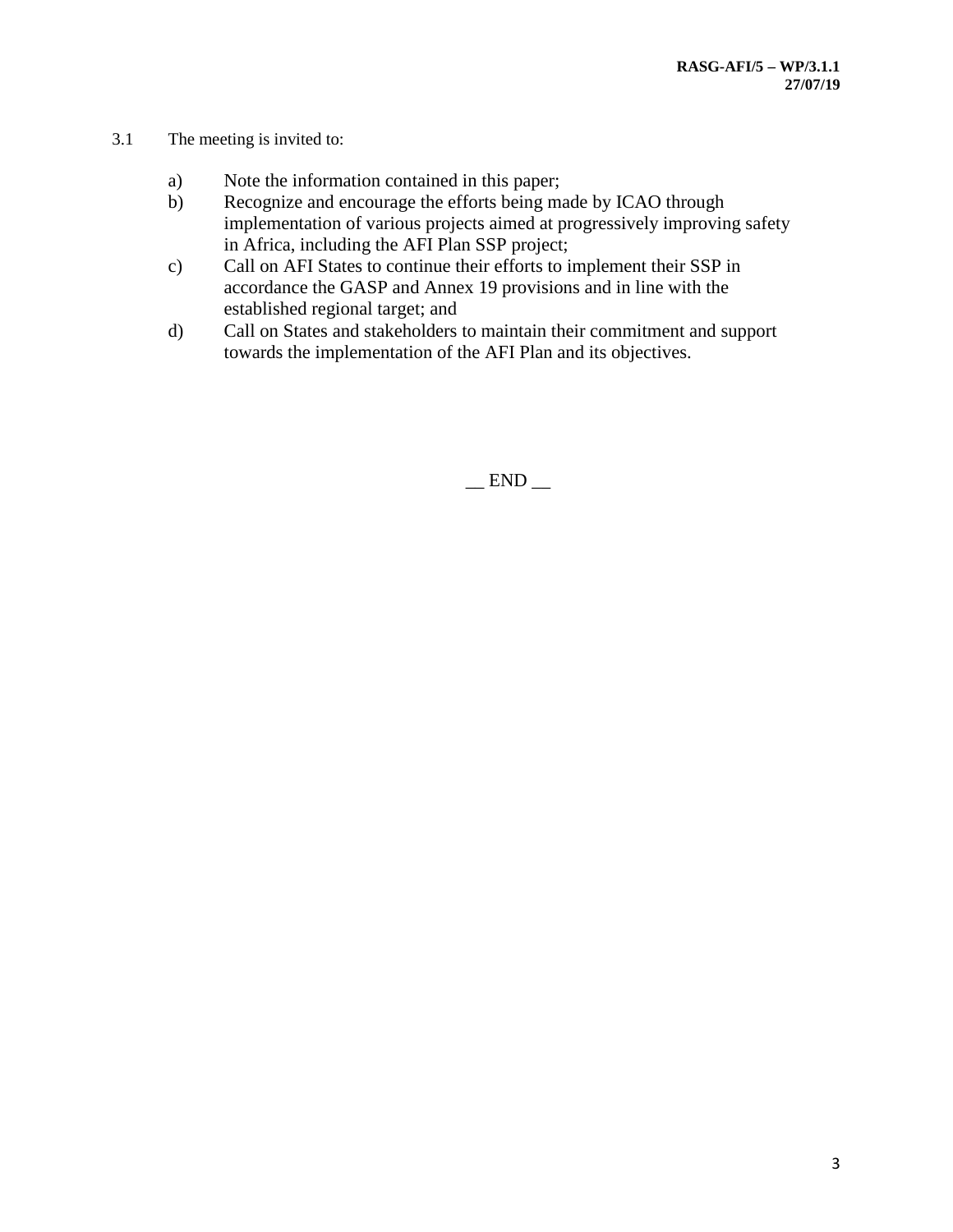3.1 The meeting is invited to:

a) Note the information contained in this paper;
b) Recognize and encourage the efforts being made by ICAO through implementation of various projects aimed at progressively improving safety in Africa, including the AFI Plan SSP project;
c) Call on AFI States to continue their efforts to implement their SSP in accordance the GASP and Annex 19 provisions and in line with the established regional target; and
d) Call on States and stakeholders to maintain their commitment and support towards the implementation of the AFI Plan and its objectives.

__ END __